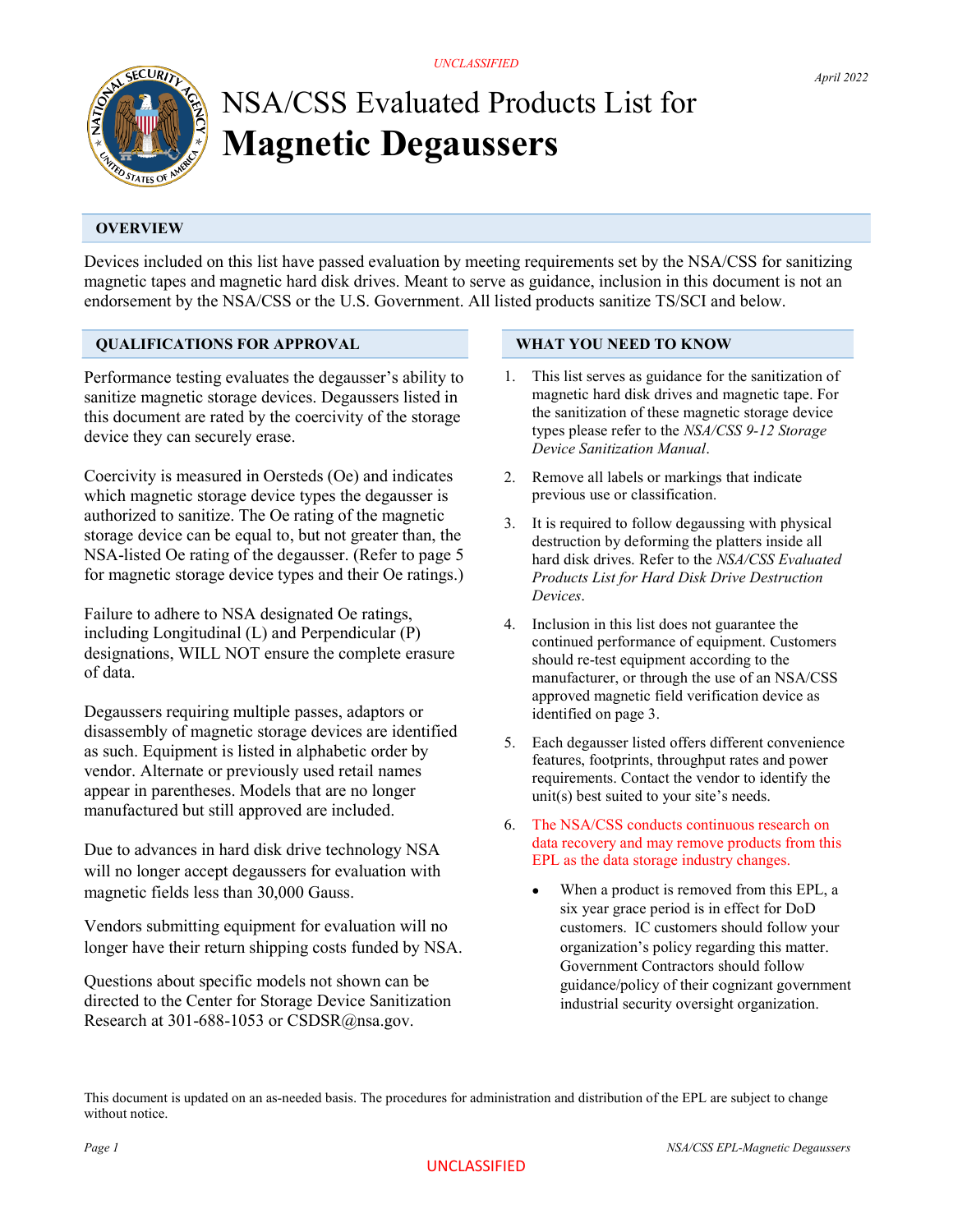# NSA/CSS Evaluated Products List for **Magnetic Degaussers**

April 2022

## OVERVIEW

Devices included on this list have passed evaluation by meeting requirements set by the NSA/CSS for sanitizing magnetic tapes and magnetic hard disk drives. Meant to serve as guidance, inclusion in this document is not an endorsement by the NSA/CSS or the U.S. Government. All listed products sanitize TS/SCI and below.

## QUALIFICATIONS FOR APPROVAL

Performance testing evaluates the degausser's ability to sanitize magnetic storage devices. Degaussers listed in this document are rated by the coercivity of the storage device they can securely erase.

Coercivity is measured in Oersteds (Oe) and indicates which magnetic storage device types the degausser is authorized to sanitize. The Oe rating of the magnetic storage device can be equal to, but not greater than, the NSA-listed Oe rating of the degausser. (Refer to page 5 for magnetic storage device types and their Oe ratings.)

Failure to adhere to NSA designated Oe ratings, including Longitudinal (L) and Perpendicular (P) designations, WILL NOT ensure the complete erasure of data.

Degaussers requiring multiple passes, adaptors or disassembly of magnetic storage devices are identified as such. Equipment is listed in alphabetic order by vendor. Alternate or previously used retail names appear in parentheses. Models that are no longer manufactured but still approved are included.

Due to advances in hard disk drive technology NSA will no longer accept degaussers for evaluation with magnetic fields less than 30,000 Gauss.

Vendors submitting equipment for evaluation will no longer have their return shipping costs funded by NSA.

Questions about specific models not shown can be directed to the Center for Storage Device Sanitization Research at 301-688-1053 or CSDSR@nsa.gov.

## WHAT YOU NEED TO KNOW

1. This list serves as guidance for the sanitization of magnetic hard disk drives and magnetic tape. For the sanitization of these magnetic storage device types please refer to the *NSA/CSS 9-12 Storage Device Sanitization Manual*.
2. Remove all labels or markings that indicate previous use or classification.
3. It is required to follow degaussing with physical destruction by deforming the platters inside all hard disk drives. Refer to the *NSA/CSS Evaluated Products List for Hard Disk Drive Destruction Devices*.
4. Inclusion in this list does not guarantee the continued performance of equipment. Customers should re-test equipment according to the manufacturer, or through the use of an NSA/CSS approved magnetic field verification device as identified on page 3.
5. Each degausser listed offers different convenience features, footprints, throughput rates and power requirements. Contact the vendor to identify the unit(s) best suited to your site's needs.
6. The NSA/CSS conducts continuous research on data recovery and may remove products from this EPL as the data storage industry changes.
   - When a product is removed from this EPL, a six year grace period is in effect for DoD customers. IC customers should follow your organization's policy regarding this matter. Government Contractors should follow guidance/policy of their cognizant government industrial security oversight organization.

This document is updated on an as-needed basis. The procedures for administration and distribution of the EPL are subject to change without notice.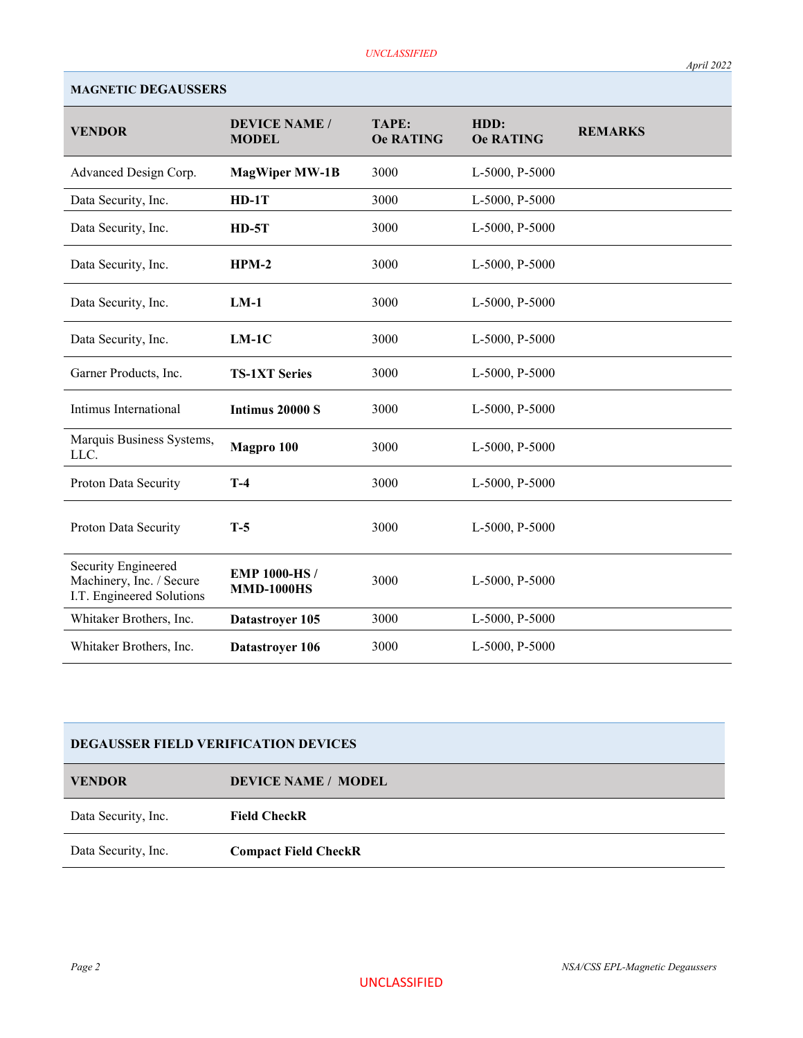## MAGNETIC DEGAUSSERS

| VENDOR | DEVICE NAME / MODEL | TAPE: Oe RATING | HDD: Oe RATING | REMARKS |
|---|---|---|---|---|
| Advanced Design Corp. | **MagWiper MW-1B** | 3000 | L-5000, P-5000 | |
| Data Security, Inc. | **HD-1T** | 3000 | L-5000, P-5000 | |
| Data Security, Inc. | **HD-5T** | 3000 | L-5000, P-5000 | |
| Data Security, Inc. | **HPM-2** | 3000 | L-5000, P-5000 | |
| Data Security, Inc. | **LM-1** | 3000 | L-5000, P-5000 | |
| Data Security, Inc. | **LM-1C** | 3000 | L-5000, P-5000 | |
| Garner Products, Inc. | **TS-1XT Series** | 3000 | L-5000, P-5000 | |
| Intimus International | **Intimus 20000 S** | 3000 | L-5000, P-5000 | |
| Marquis Business Systems, LLC. | **Magpro 100** | 3000 | L-5000, P-5000 | |
| Proton Data Security | **T-4** | 3000 | L-5000, P-5000 | |
| Proton Data Security | **T-5** | 3000 | L-5000, P-5000 | |
| Security Engineered Machinery, Inc. / Secure I.T. Engineered Solutions | **EMP 1000-HS / MMD-1000HS** | 3000 | L-5000, P-5000 | |
| Whitaker Brothers, Inc. | **Datastroyer 105** | 3000 | L-5000, P-5000 | |
| Whitaker Brothers, Inc. | **Datastroyer 106** | 3000 | L-5000, P-5000 | |

## DEGAUSSER FIELD VERIFICATION DEVICES

| VENDOR | DEVICE NAME / MODEL |
|---|---|
| Data Security, Inc. | **Field CheckR** |
| Data Security, Inc. | **Compact Field CheckR** |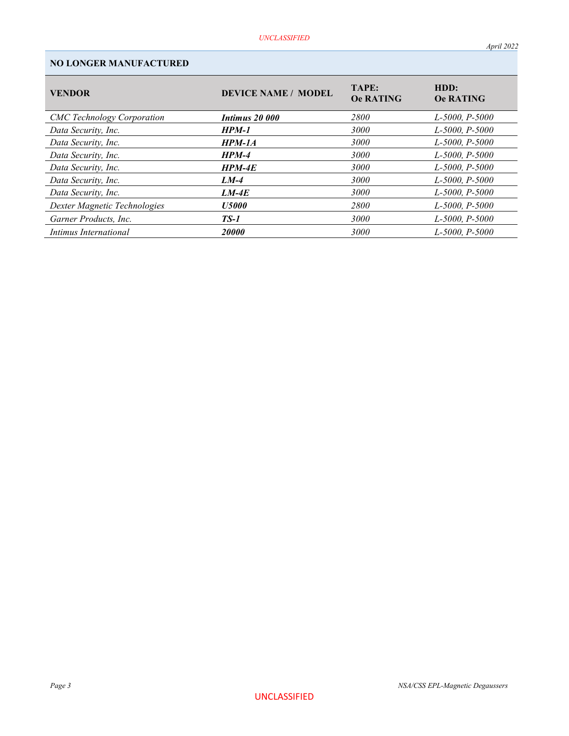## NO LONGER MANUFACTURED

| VENDOR | DEVICE NAME / MODEL | TAPE: Oe RATING | HDD: Oe RATING |
|---|---|---|---|
| *CMC Technology Corporation* | ***Intimus 20 000*** | *2800* | *L-5000, P-5000* |
| *Data Security, Inc.* | ***HPM-1*** | *3000* | *L-5000, P-5000* |
| *Data Security, Inc.* | ***HPM-1A*** | *3000* | *L-5000, P-5000* |
| *Data Security, Inc.* | ***HPM-4*** | *3000* | *L-5000, P-5000* |
| *Data Security, Inc.* | ***HPM-4E*** | *3000* | *L-5000, P-5000* |
| *Data Security, Inc.* | ***LM-4*** | *3000* | *L-5000, P-5000* |
| *Data Security, Inc.* | ***LM-4E*** | *3000* | *L-5000, P-5000* |
| *Dexter Magnetic Technologies* | ***U5000*** | *2800* | *L-5000, P-5000* |
| *Garner Products, Inc.* | ***TS-1*** | *3000* | *L-5000, P-5000* |
| *Intimus International* | ***20000*** | *3000* | *L-5000, P-5000* |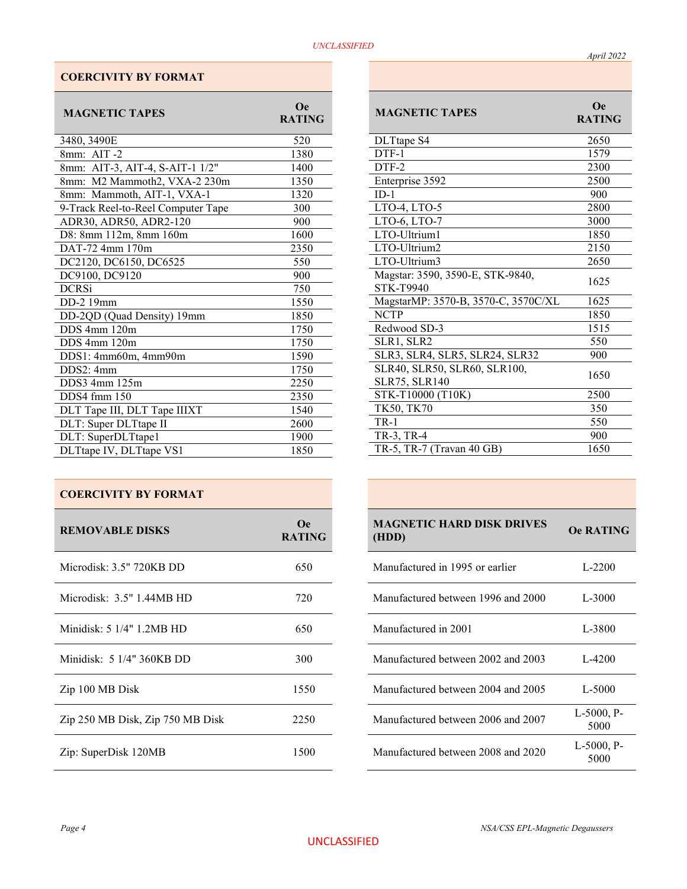## COERCIVITY BY FORMAT

| MAGNETIC TAPES | Oe RATING |
|---|---|
| 3480, 3490E | 520 |
| 8mm: AIT -2 | 1380 |
| 8mm: AIT-3, AIT-4, S-AIT-1 1/2" | 1400 |
| 8mm: M2 Mammoth2, VXA-2 230m | 1350 |
| 8mm: Mammoth, AIT-1, VXA-1 | 1320 |
| 9-Track Reel-to-Reel Computer Tape | 300 |
| ADR30, ADR50, ADR2-120 | 900 |
| D8: 8mm 112m, 8mm 160m | 1600 |
| DAT-72 4mm 170m | 2350 |
| DC2120, DC6150, DC6525 | 550 |
| DC9100, DC9120 | 900 |
| DCRSi | 750 |
| DD-2 19mm | 1550 |
| DD-2QD (Quad Density) 19mm | 1850 |
| DDS 4mm 120m | 1750 |
| DDS 4mm 120m | 1750 |
| DDS1: 4mm60m, 4mm90m | 1590 |
| DDS2: 4mm | 1750 |
| DDS3 4mm 125m | 2250 |
| DDS4 fmm 150 | 2350 |
| DLT Tape III, DLT Tape IIIXT | 1540 |
| DLT: Super DLTtape II | 2600 |
| DLT: SuperDLTtape1 | 1900 |
| DLTtape IV, DLTtape VS1 | 1850 |

| MAGNETIC TAPES | Oe RATING |
|---|---|
| DLTtape S4 | 2650 |
| DTF-1 | 1579 |
| DTF-2 | 2300 |
| Enterprise 3592 | 2500 |
| ID-1 | 900 |
| LTO-4, LTO-5 | 2800 |
| LTO-6, LTO-7 | 3000 |
| LTO-Ultrium1 | 1850 |
| LTO-Ultrium2 | 2150 |
| LTO-Ultrium3 | 2650 |
| Magstar: 3590, 3590-E, STK-9840, STK-T9940 | 1625 |
| MagstarMP: 3570-B, 3570-C, 3570C/XL | 1625 |
| NCTP | 1850 |
| Redwood SD-3 | 1515 |
| SLR1, SLR2 | 550 |
| SLR3, SLR4, SLR5, SLR24, SLR32 | 900 |
| SLR40, SLR50, SLR60, SLR100, SLR75, SLR140 | 1650 |
| STK-T10000 (T10K) | 2500 |
| TK50, TK70 | 350 |
| TR-1 | 550 |
| TR-3, TR-4 | 900 |
| TR-5, TR-7 (Travan 40 GB) | 1650 |

## COERCIVITY BY FORMAT

| REMOVABLE DISKS | Oe RATING |
|---|---|
| Microdisk: 3.5" 720KB DD | 650 |
| Microdisk: 3.5" 1.44MB HD | 720 |
| Minidisk: 5 1/4" 1.2MB HD | 650 |
| Minidisk: 5 1/4" 360KB DD | 300 |
| Zip 100 MB Disk | 1550 |
| Zip 250 MB Disk, Zip 750 MB Disk | 2250 |
| Zip: SuperDisk 120MB | 1500 |

| MAGNETIC HARD DISK DRIVES (HDD) | Oe RATING |
|---|---|
| Manufactured in 1995 or earlier | L-2200 |
| Manufactured between 1996 and 2000 | L-3000 |
| Manufactured in 2001 | L-3800 |
| Manufactured between 2002 and 2003 | L-4200 |
| Manufactured between 2004 and 2005 | L-5000 |
| Manufactured between 2006 and 2007 | L-5000, P-5000 |
| Manufactured between 2008 and 2020 | L-5000, P-5000 |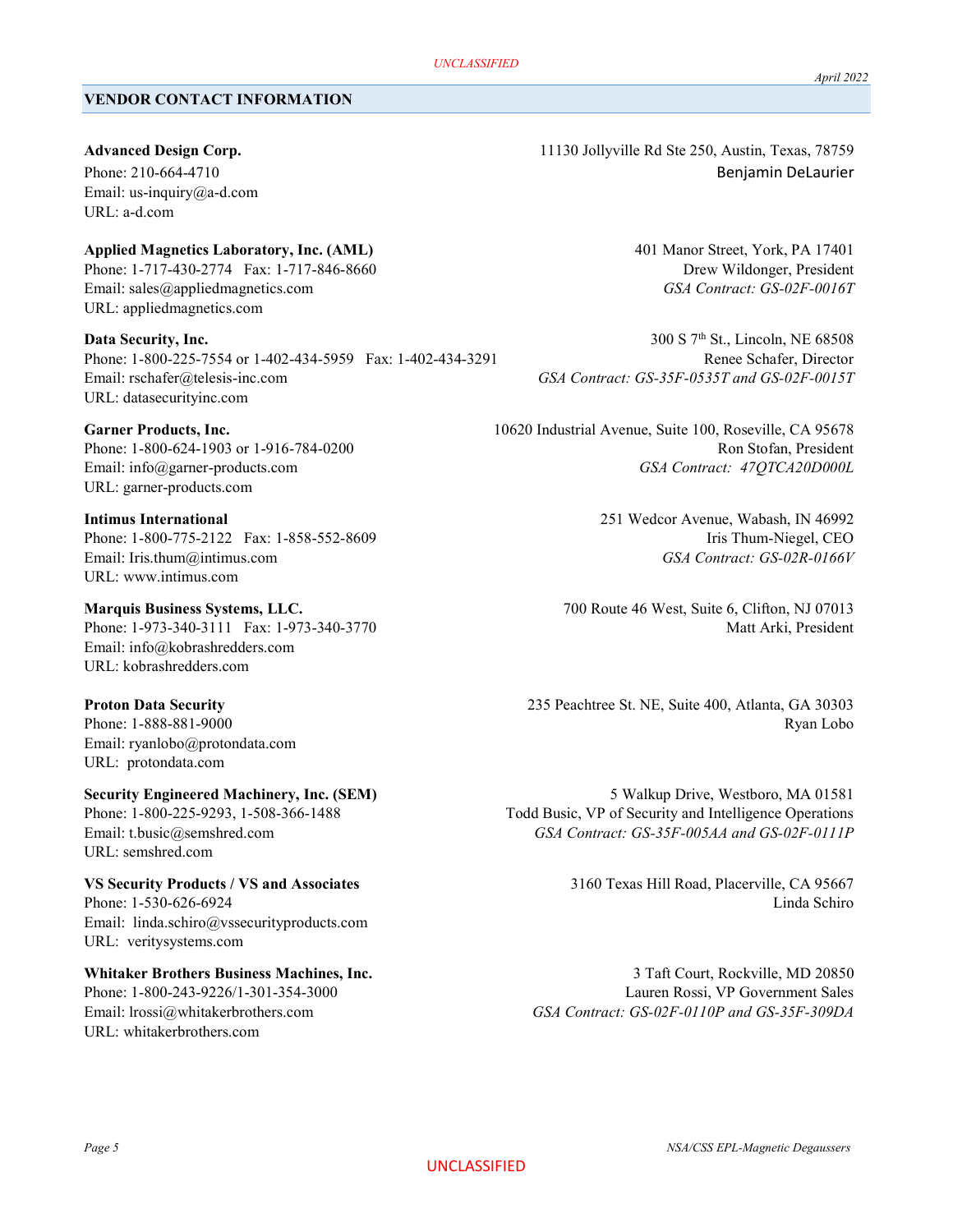## VENDOR CONTACT INFORMATION

**Advanced Design Corp.**
11130 Jollyville Rd Ste 250, Austin, Texas, 78759
Benjamin DeLaurier
Phone: 210-664-4710
Email: us-inquiry@a-d.com
URL: a-d.com

**Applied Magnetics Laboratory, Inc. (AML)**
401 Manor Street, York, PA 17401
Drew Wildonger, President
*GSA Contract: GS-02F-0016T*
Phone: 1-717-430-2774 Fax: 1-717-846-8660
Email: sales@appliedmagnetics.com
URL: appliedmagnetics.com

**Data Security, Inc.**
300 S 7th St., Lincoln, NE 68508
Renee Schafer, Director
*GSA Contract: GS-35F-0535T and GS-02F-0015T*
Phone: 1-800-225-7554 or 1-402-434-5959 Fax: 1-402-434-3291
Email: rschafer@telesis-inc.com
URL: datasecurityinc.com

**Garner Products, Inc.**
10620 Industrial Avenue, Suite 100, Roseville, CA 95678
Ron Stofan, President
*GSA Contract: 47QTCA20D000L*
Phone: 1-800-624-1903 or 1-916-784-0200
Email: info@garner-products.com
URL: garner-products.com

**Intimus International**
251 Wedcor Avenue, Wabash, IN 46992
Iris Thum-Niegel, CEO
*GSA Contract: GS-02R-0166V*
Phone: 1-800-775-2122 Fax: 1-858-552-8609
Email: Iris.thum@intimus.com
URL: www.intimus.com

**Marquis Business Systems, LLC.**
700 Route 46 West, Suite 6, Clifton, NJ 07013
Matt Arki, President
Phone: 1-973-340-3111 Fax: 1-973-340-3770
Email: info@kobrashredders.com
URL: kobrashredders.com

**Proton Data Security**
235 Peachtree St. NE, Suite 400, Atlanta, GA 30303
Ryan Lobo
Phone: 1-888-881-9000
Email: ryanlobo@protondata.com
URL: protondata.com

**Security Engineered Machinery, Inc. (SEM)**
5 Walkup Drive, Westboro, MA 01581
Todd Busic, VP of Security and Intelligence Operations
*GSA Contract: GS-35F-005AA and GS-02F-0111P*
Phone: 1-800-225-9293, 1-508-366-1488
Email: t.busic@semshred.com
URL: semshred.com

**VS Security Products / VS and Associates**
3160 Texas Hill Road, Placerville, CA 95667
Linda Schiro
Phone: 1-530-626-6924
Email: linda.schiro@vssecurityproducts.com
URL: veritysystems.com

**Whitaker Brothers Business Machines, Inc.**
3 Taft Court, Rockville, MD 20850
Lauren Rossi, VP Government Sales
*GSA Contract: GS-02F-0110P and GS-35F-309DA*
Phone: 1-800-243-9226/1-301-354-3000
Email: lrossi@whitakerbrothers.com
URL: whitakerbrothers.com